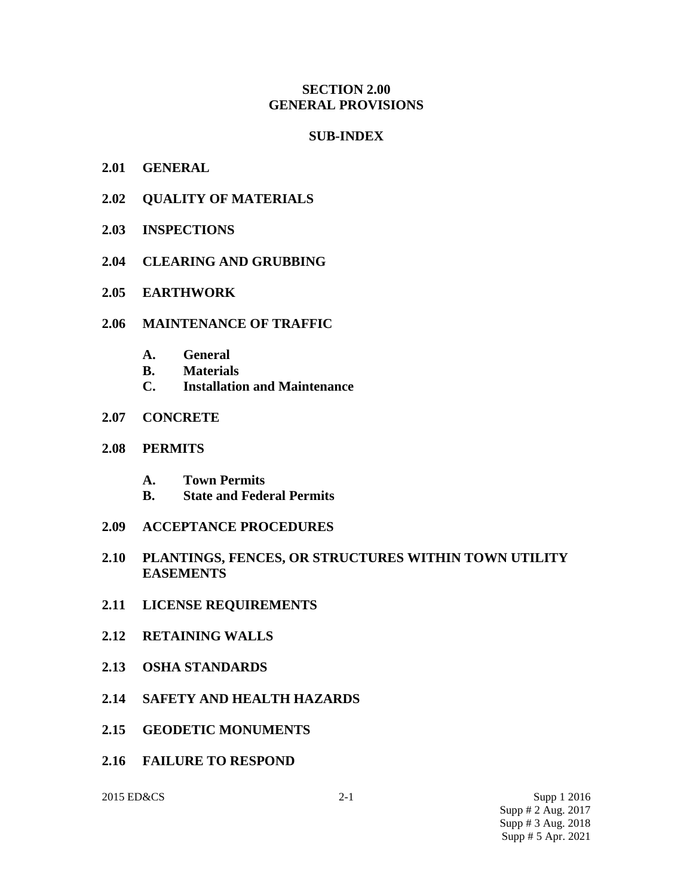# SECTION 2.00
# GENERAL PROVISIONS

## SUB-INDEX

**2.01 GENERAL**

**2.02 QUALITY OF MATERIALS**

**2.03 INSPECTIONS**

**2.04 CLEARING AND GRUBBING**

**2.05 EARTHWORK**

**2.06 MAINTENANCE OF TRAFFIC**

- **A. General**
- **B. Materials**
- **C. Installation and Maintenance**

**2.07 CONCRETE**

**2.08 PERMITS**

- **A. Town Permits**
- **B. State and Federal Permits**

**2.09 ACCEPTANCE PROCEDURES**

**2.10 PLANTINGS, FENCES, OR STRUCTURES WITHIN TOWN UTILITY EASEMENTS**

**2.11 LICENSE REQUIREMENTS**

**2.12 RETAINING WALLS**

**2.13 OSHA STANDARDS**

**2.14 SAFETY AND HEALTH HAZARDS**

**2.15 GEODETIC MONUMENTS**

**2.16 FAILURE TO RESPOND**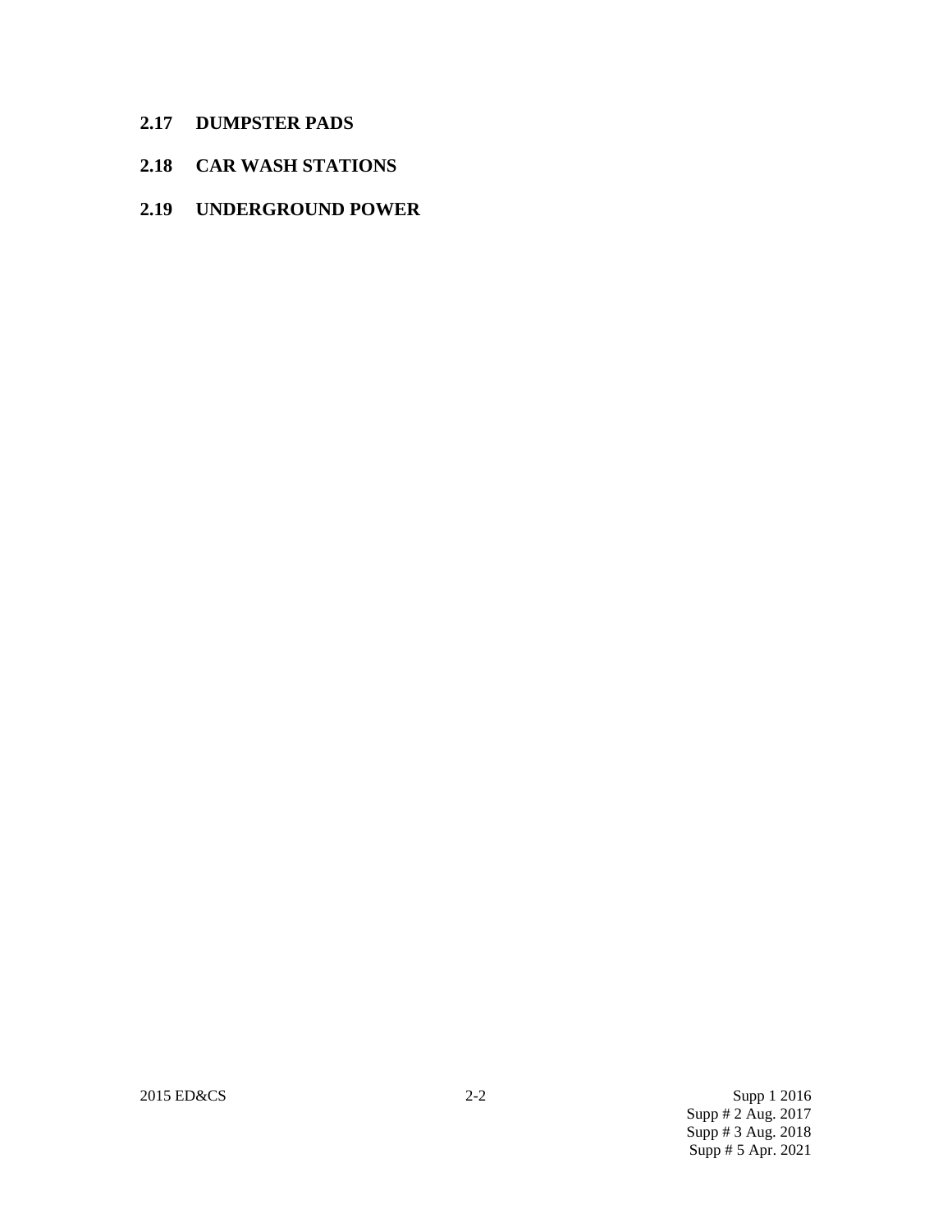## 2.17 DUMPSTER PADS

## 2.18 CAR WASH STATIONS

## 2.19 UNDERGROUND POWER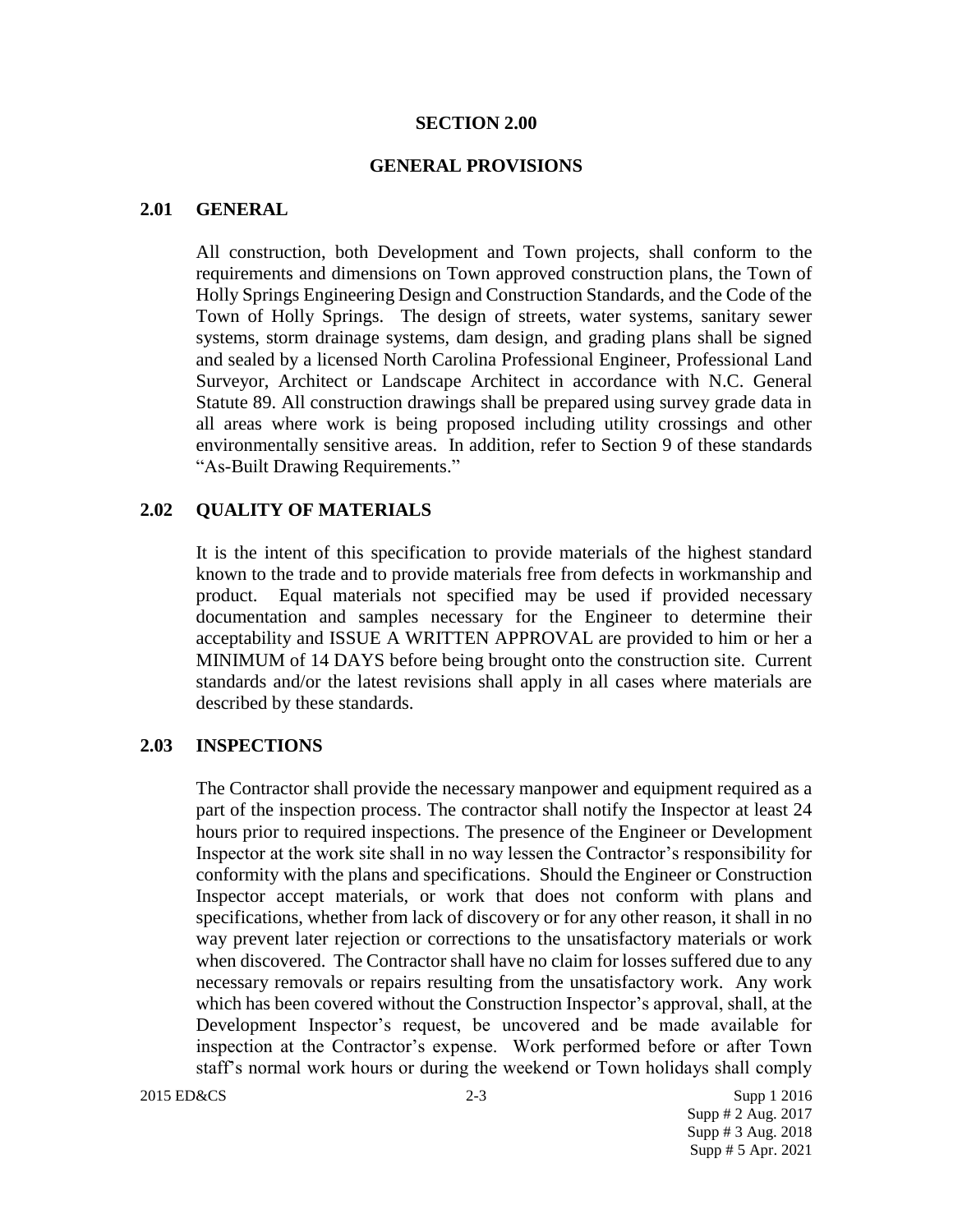# SECTION 2.00

# GENERAL PROVISIONS

## 2.01 GENERAL

All construction, both Development and Town projects, shall conform to the requirements and dimensions on Town approved construction plans, the Town of Holly Springs Engineering Design and Construction Standards, and the Code of the Town of Holly Springs. The design of streets, water systems, sanitary sewer systems, storm drainage systems, dam design, and grading plans shall be signed and sealed by a licensed North Carolina Professional Engineer, Professional Land Surveyor, Architect or Landscape Architect in accordance with N.C. General Statute 89. All construction drawings shall be prepared using survey grade data in all areas where work is being proposed including utility crossings and other environmentally sensitive areas. In addition, refer to Section 9 of these standards "As-Built Drawing Requirements."

## 2.02 QUALITY OF MATERIALS

It is the intent of this specification to provide materials of the highest standard known to the trade and to provide materials free from defects in workmanship and product. Equal materials not specified may be used if provided necessary documentation and samples necessary for the Engineer to determine their acceptability and ISSUE A WRITTEN APPROVAL are provided to him or her a MINIMUM of 14 DAYS before being brought onto the construction site. Current standards and/or the latest revisions shall apply in all cases where materials are described by these standards.

## 2.03 INSPECTIONS

The Contractor shall provide the necessary manpower and equipment required as a part of the inspection process. The contractor shall notify the Inspector at least 24 hours prior to required inspections. The presence of the Engineer or Development Inspector at the work site shall in no way lessen the Contractor's responsibility for conformity with the plans and specifications. Should the Engineer or Construction Inspector accept materials, or work that does not conform with plans and specifications, whether from lack of discovery or for any other reason, it shall in no way prevent later rejection or corrections to the unsatisfactory materials or work when discovered. The Contractor shall have no claim for losses suffered due to any necessary removals or repairs resulting from the unsatisfactory work. Any work which has been covered without the Construction Inspector's approval, shall, at the Development Inspector's request, be uncovered and be made available for inspection at the Contractor's expense. Work performed before or after Town staff's normal work hours or during the weekend or Town holidays shall comply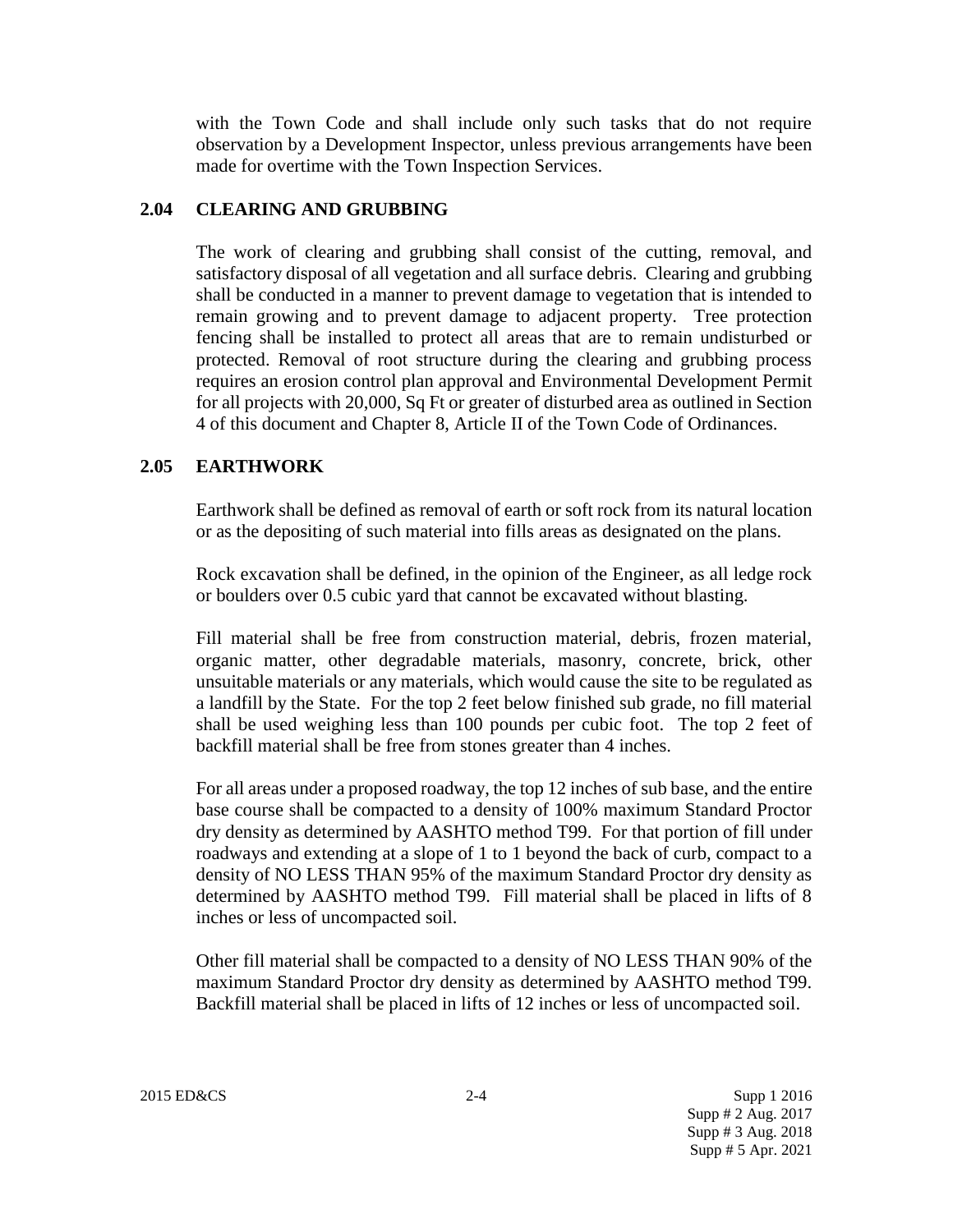with the Town Code and shall include only such tasks that do not require observation by a Development Inspector, unless previous arrangements have been made for overtime with the Town Inspection Services.

## 2.04 CLEARING AND GRUBBING

The work of clearing and grubbing shall consist of the cutting, removal, and satisfactory disposal of all vegetation and all surface debris. Clearing and grubbing shall be conducted in a manner to prevent damage to vegetation that is intended to remain growing and to prevent damage to adjacent property. Tree protection fencing shall be installed to protect all areas that are to remain undisturbed or protected. Removal of root structure during the clearing and grubbing process requires an erosion control plan approval and Environmental Development Permit for all projects with 20,000, Sq Ft or greater of disturbed area as outlined in Section 4 of this document and Chapter 8, Article II of the Town Code of Ordinances.

## 2.05 EARTHWORK

Earthwork shall be defined as removal of earth or soft rock from its natural location or as the depositing of such material into fills areas as designated on the plans.

Rock excavation shall be defined, in the opinion of the Engineer, as all ledge rock or boulders over 0.5 cubic yard that cannot be excavated without blasting.

Fill material shall be free from construction material, debris, frozen material, organic matter, other degradable materials, masonry, concrete, brick, other unsuitable materials or any materials, which would cause the site to be regulated as a landfill by the State. For the top 2 feet below finished sub grade, no fill material shall be used weighing less than 100 pounds per cubic foot. The top 2 feet of backfill material shall be free from stones greater than 4 inches.

For all areas under a proposed roadway, the top 12 inches of sub base, and the entire base course shall be compacted to a density of 100% maximum Standard Proctor dry density as determined by AASHTO method T99. For that portion of fill under roadways and extending at a slope of 1 to 1 beyond the back of curb, compact to a density of NO LESS THAN 95% of the maximum Standard Proctor dry density as determined by AASHTO method T99. Fill material shall be placed in lifts of 8 inches or less of uncompacted soil.

Other fill material shall be compacted to a density of NO LESS THAN 90% of the maximum Standard Proctor dry density as determined by AASHTO method T99. Backfill material shall be placed in lifts of 12 inches or less of uncompacted soil.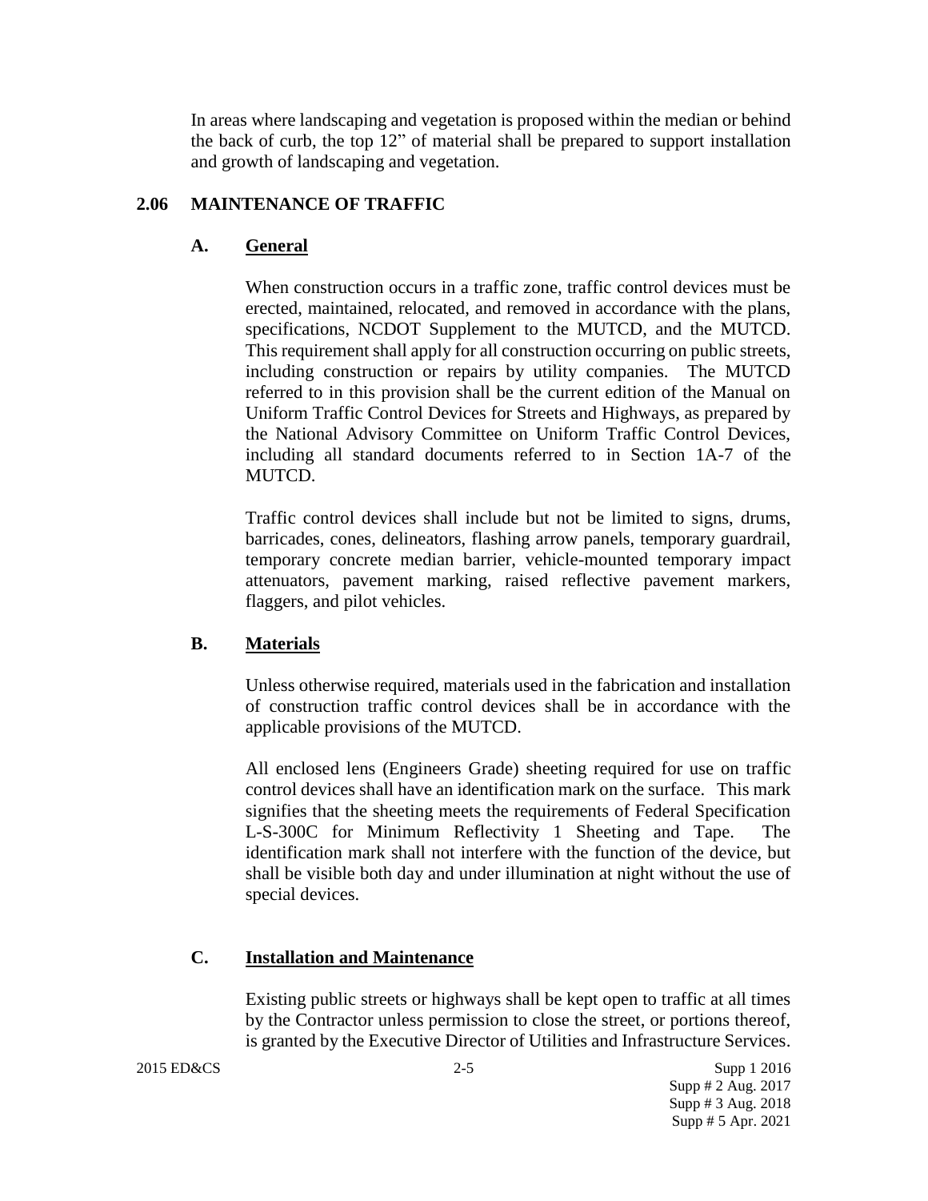In areas where landscaping and vegetation is proposed within the median or behind the back of curb, the top 12" of material shall be prepared to support installation and growth of landscaping and vegetation.

## 2.06 MAINTENANCE OF TRAFFIC

### A. General

When construction occurs in a traffic zone, traffic control devices must be erected, maintained, relocated, and removed in accordance with the plans, specifications, NCDOT Supplement to the MUTCD, and the MUTCD. This requirement shall apply for all construction occurring on public streets, including construction or repairs by utility companies. The MUTCD referred to in this provision shall be the current edition of the Manual on Uniform Traffic Control Devices for Streets and Highways, as prepared by the National Advisory Committee on Uniform Traffic Control Devices, including all standard documents referred to in Section 1A-7 of the MUTCD.

Traffic control devices shall include but not be limited to signs, drums, barricades, cones, delineators, flashing arrow panels, temporary guardrail, temporary concrete median barrier, vehicle-mounted temporary impact attenuators, pavement marking, raised reflective pavement markers, flaggers, and pilot vehicles.

### B. Materials

Unless otherwise required, materials used in the fabrication and installation of construction traffic control devices shall be in accordance with the applicable provisions of the MUTCD.

All enclosed lens (Engineers Grade) sheeting required for use on traffic control devices shall have an identification mark on the surface. This mark signifies that the sheeting meets the requirements of Federal Specification L-S-300C for Minimum Reflectivity 1 Sheeting and Tape. The identification mark shall not interfere with the function of the device, but shall be visible both day and under illumination at night without the use of special devices.

### C. Installation and Maintenance

Existing public streets or highways shall be kept open to traffic at all times by the Contractor unless permission to close the street, or portions thereof, is granted by the Executive Director of Utilities and Infrastructure Services.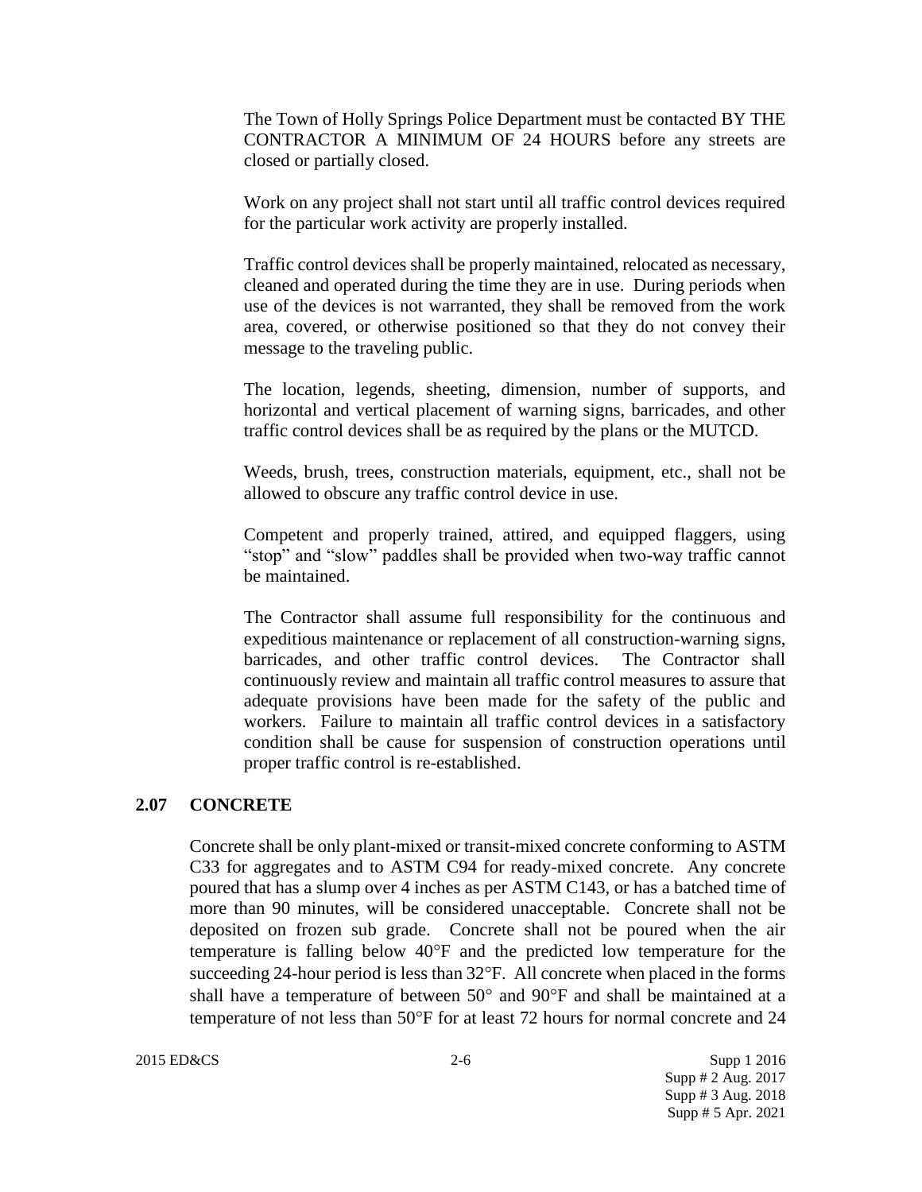The Town of Holly Springs Police Department must be contacted BY THE CONTRACTOR A MINIMUM OF 24 HOURS before any streets are closed or partially closed.

Work on any project shall not start until all traffic control devices required for the particular work activity are properly installed.

Traffic control devices shall be properly maintained, relocated as necessary, cleaned and operated during the time they are in use. During periods when use of the devices is not warranted, they shall be removed from the work area, covered, or otherwise positioned so that they do not convey their message to the traveling public.

The location, legends, sheeting, dimension, number of supports, and horizontal and vertical placement of warning signs, barricades, and other traffic control devices shall be as required by the plans or the MUTCD.

Weeds, brush, trees, construction materials, equipment, etc., shall not be allowed to obscure any traffic control device in use.

Competent and properly trained, attired, and equipped flaggers, using "stop" and "slow" paddles shall be provided when two-way traffic cannot be maintained.

The Contractor shall assume full responsibility for the continuous and expeditious maintenance or replacement of all construction-warning signs, barricades, and other traffic control devices. The Contractor shall continuously review and maintain all traffic control measures to assure that adequate provisions have been made for the safety of the public and workers. Failure to maintain all traffic control devices in a satisfactory condition shall be cause for suspension of construction operations until proper traffic control is re-established.

## 2.07 CONCRETE

Concrete shall be only plant-mixed or transit-mixed concrete conforming to ASTM C33 for aggregates and to ASTM C94 for ready-mixed concrete. Any concrete poured that has a slump over 4 inches as per ASTM C143, or has a batched time of more than 90 minutes, will be considered unacceptable. Concrete shall not be deposited on frozen sub grade. Concrete shall not be poured when the air temperature is falling below 40°F and the predicted low temperature for the succeeding 24-hour period is less than 32°F. All concrete when placed in the forms shall have a temperature of between 50° and 90°F and shall be maintained at a temperature of not less than 50°F for at least 72 hours for normal concrete and 24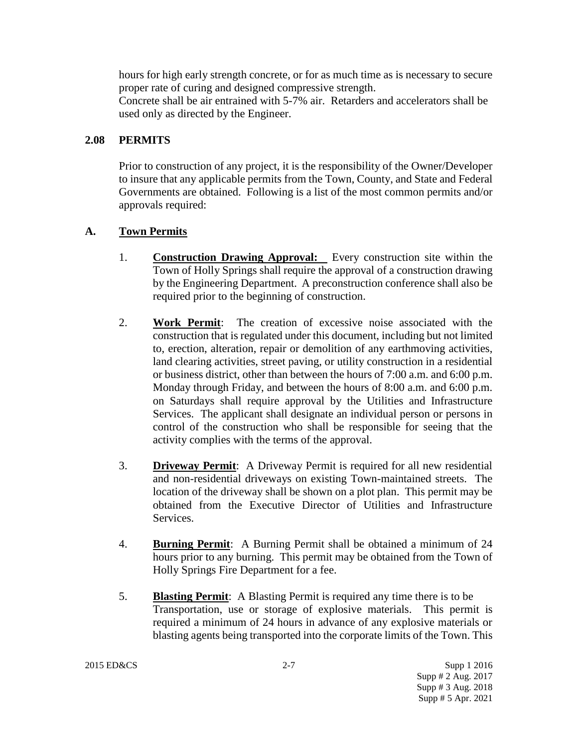hours for high early strength concrete, or for as much time as is necessary to secure proper rate of curing and designed compressive strength.
Concrete shall be air entrained with 5-7% air. Retarders and accelerators shall be used only as directed by the Engineer.

## 2.08 PERMITS

Prior to construction of any project, it is the responsibility of the Owner/Developer to insure that any applicable permits from the Town, County, and State and Federal Governments are obtained. Following is a list of the most common permits and/or approvals required:

## A. Town Permits

1. **Construction Drawing Approval:** Every construction site within the Town of Holly Springs shall require the approval of a construction drawing by the Engineering Department. A preconstruction conference shall also be required prior to the beginning of construction.

2. **Work Permit**: The creation of excessive noise associated with the construction that is regulated under this document, including but not limited to, erection, alteration, repair or demolition of any earthmoving activities, land clearing activities, street paving, or utility construction in a residential or business district, other than between the hours of 7:00 a.m. and 6:00 p.m. Monday through Friday, and between the hours of 8:00 a.m. and 6:00 p.m. on Saturdays shall require approval by the Utilities and Infrastructure Services. The applicant shall designate an individual person or persons in control of the construction who shall be responsible for seeing that the activity complies with the terms of the approval.

3. **Driveway Permit**: A Driveway Permit is required for all new residential and non-residential driveways on existing Town-maintained streets. The location of the driveway shall be shown on a plot plan. This permit may be obtained from the Executive Director of Utilities and Infrastructure Services.

4. **Burning Permit**: A Burning Permit shall be obtained a minimum of 24 hours prior to any burning. This permit may be obtained from the Town of Holly Springs Fire Department for a fee.

5. **Blasting Permit**: A Blasting Permit is required any time there is to be Transportation, use or storage of explosive materials. This permit is required a minimum of 24 hours in advance of any explosive materials or blasting agents being transported into the corporate limits of the Town. This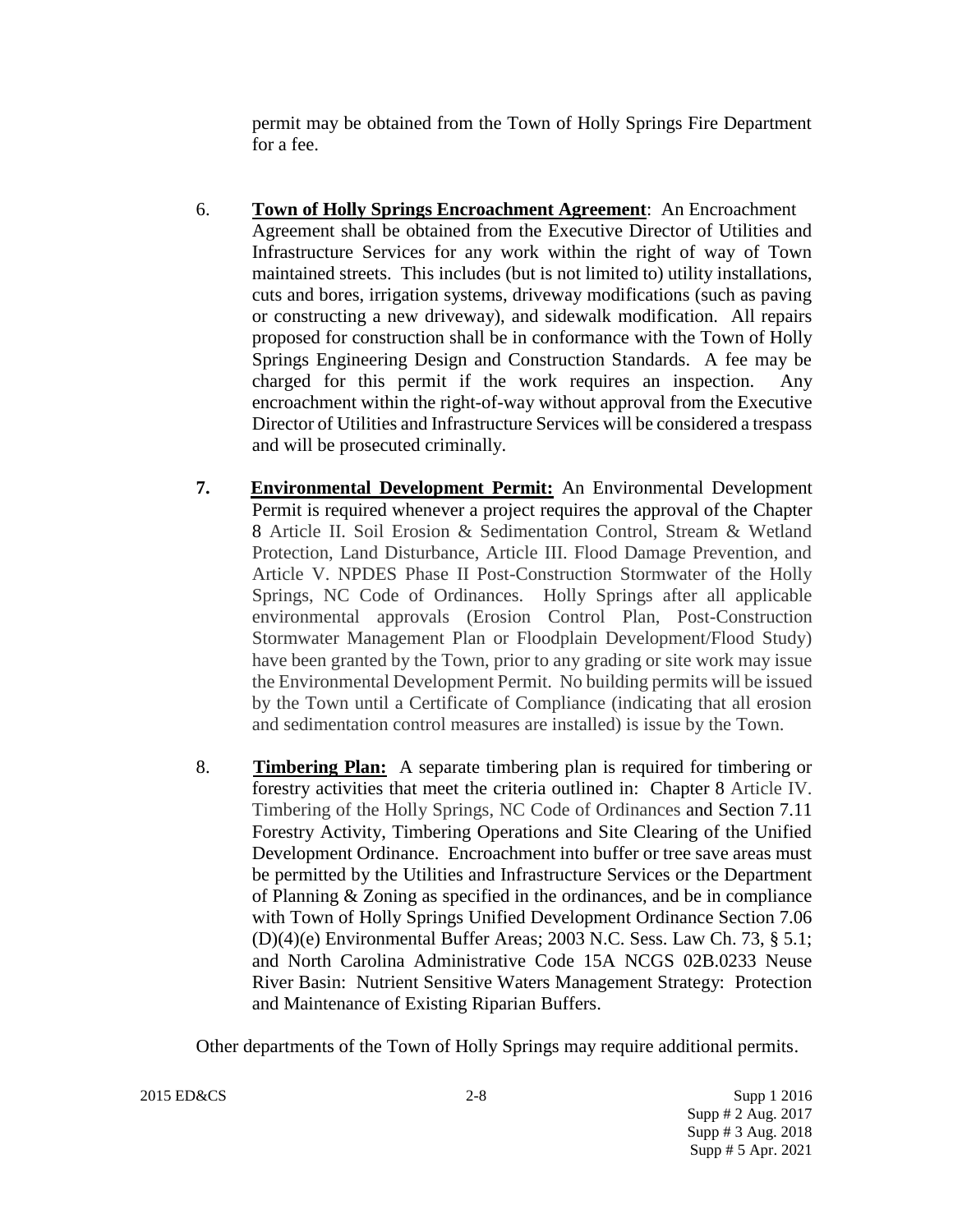permit may be obtained from the Town of Holly Springs Fire Department for a fee.

6. **Town of Holly Springs Encroachment Agreement**: An Encroachment Agreement shall be obtained from the Executive Director of Utilities and Infrastructure Services for any work within the right of way of Town maintained streets. This includes (but is not limited to) utility installations, cuts and bores, irrigation systems, driveway modifications (such as paving or constructing a new driveway), and sidewalk modification. All repairs proposed for construction shall be in conformance with the Town of Holly Springs Engineering Design and Construction Standards. A fee may be charged for this permit if the work requires an inspection. Any encroachment within the right-of-way without approval from the Executive Director of Utilities and Infrastructure Services will be considered a trespass and will be prosecuted criminally.

7. **Environmental Development Permit:** An Environmental Development Permit is required whenever a project requires the approval of the Chapter 8 Article II. Soil Erosion & Sedimentation Control, Stream & Wetland Protection, Land Disturbance, Article III. Flood Damage Prevention, and Article V. NPDES Phase II Post-Construction Stormwater of the Holly Springs, NC Code of Ordinances. Holly Springs after all applicable environmental approvals (Erosion Control Plan, Post-Construction Stormwater Management Plan or Floodplain Development/Flood Study) have been granted by the Town, prior to any grading or site work may issue the Environmental Development Permit. No building permits will be issued by the Town until a Certificate of Compliance (indicating that all erosion and sedimentation control measures are installed) is issue by the Town.

8. **Timbering Plan:** A separate timbering plan is required for timbering or forestry activities that meet the criteria outlined in: Chapter 8 Article IV. Timbering of the Holly Springs, NC Code of Ordinances and Section 7.11 Forestry Activity, Timbering Operations and Site Clearing of the Unified Development Ordinance. Encroachment into buffer or tree save areas must be permitted by the Utilities and Infrastructure Services or the Department of Planning & Zoning as specified in the ordinances, and be in compliance with Town of Holly Springs Unified Development Ordinance Section 7.06 (D)(4)(e) Environmental Buffer Areas; 2003 N.C. Sess. Law Ch. 73, § 5.1; and North Carolina Administrative Code 15A NCGS 02B.0233 Neuse River Basin: Nutrient Sensitive Waters Management Strategy: Protection and Maintenance of Existing Riparian Buffers.

Other departments of the Town of Holly Springs may require additional permits.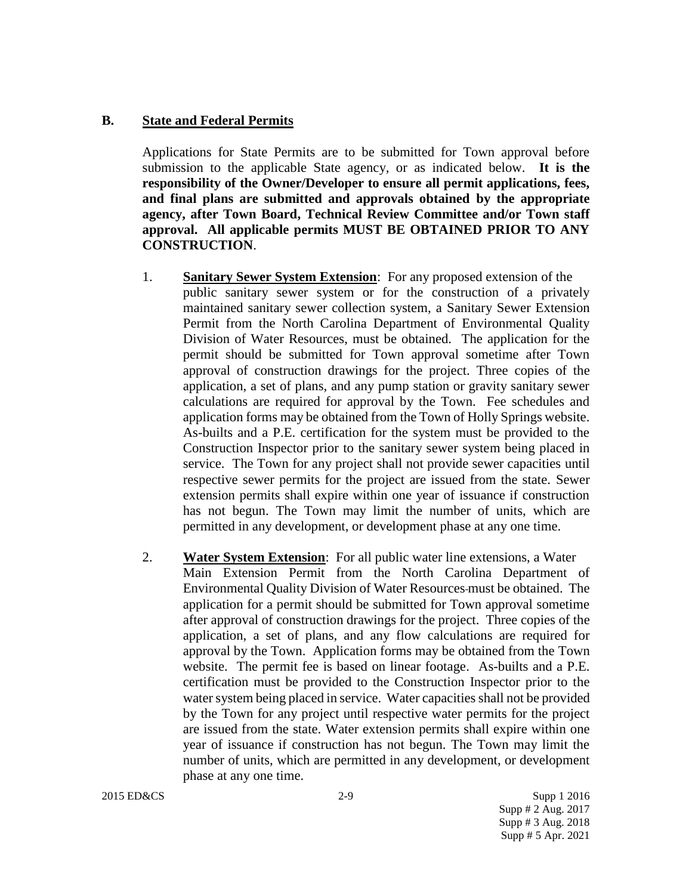## B. State and Federal Permits

Applications for State Permits are to be submitted for Town approval before submission to the applicable State agency, or as indicated below. **It is the responsibility of the Owner/Developer to ensure all permit applications, fees, and final plans are submitted and approvals obtained by the appropriate agency, after Town Board, Technical Review Committee and/or Town staff approval. All applicable permits MUST BE OBTAINED PRIOR TO ANY CONSTRUCTION**.

1. **Sanitary Sewer System Extension**: For any proposed extension of the public sanitary sewer system or for the construction of a privately maintained sanitary sewer collection system, a Sanitary Sewer Extension Permit from the North Carolina Department of Environmental Quality Division of Water Resources, must be obtained. The application for the permit should be submitted for Town approval sometime after Town approval of construction drawings for the project. Three copies of the application, a set of plans, and any pump station or gravity sanitary sewer calculations are required for approval by the Town. Fee schedules and application forms may be obtained from the Town of Holly Springs website. As-builts and a P.E. certification for the system must be provided to the Construction Inspector prior to the sanitary sewer system being placed in service. The Town for any project shall not provide sewer capacities until respective sewer permits for the project are issued from the state. Sewer extension permits shall expire within one year of issuance if construction has not begun. The Town may limit the number of units, which are permitted in any development, or development phase at any one time.

2. **Water System Extension**: For all public water line extensions, a Water Main Extension Permit from the North Carolina Department of Environmental Quality Division of Water Resources must be obtained. The application for a permit should be submitted for Town approval sometime after approval of construction drawings for the project. Three copies of the application, a set of plans, and any flow calculations are required for approval by the Town. Application forms may be obtained from the Town website. The permit fee is based on linear footage. As-builts and a P.E. certification must be provided to the Construction Inspector prior to the water system being placed in service. Water capacities shall not be provided by the Town for any project until respective water permits for the project are issued from the state. Water extension permits shall expire within one year of issuance if construction has not begun. The Town may limit the number of units, which are permitted in any development, or development phase at any one time.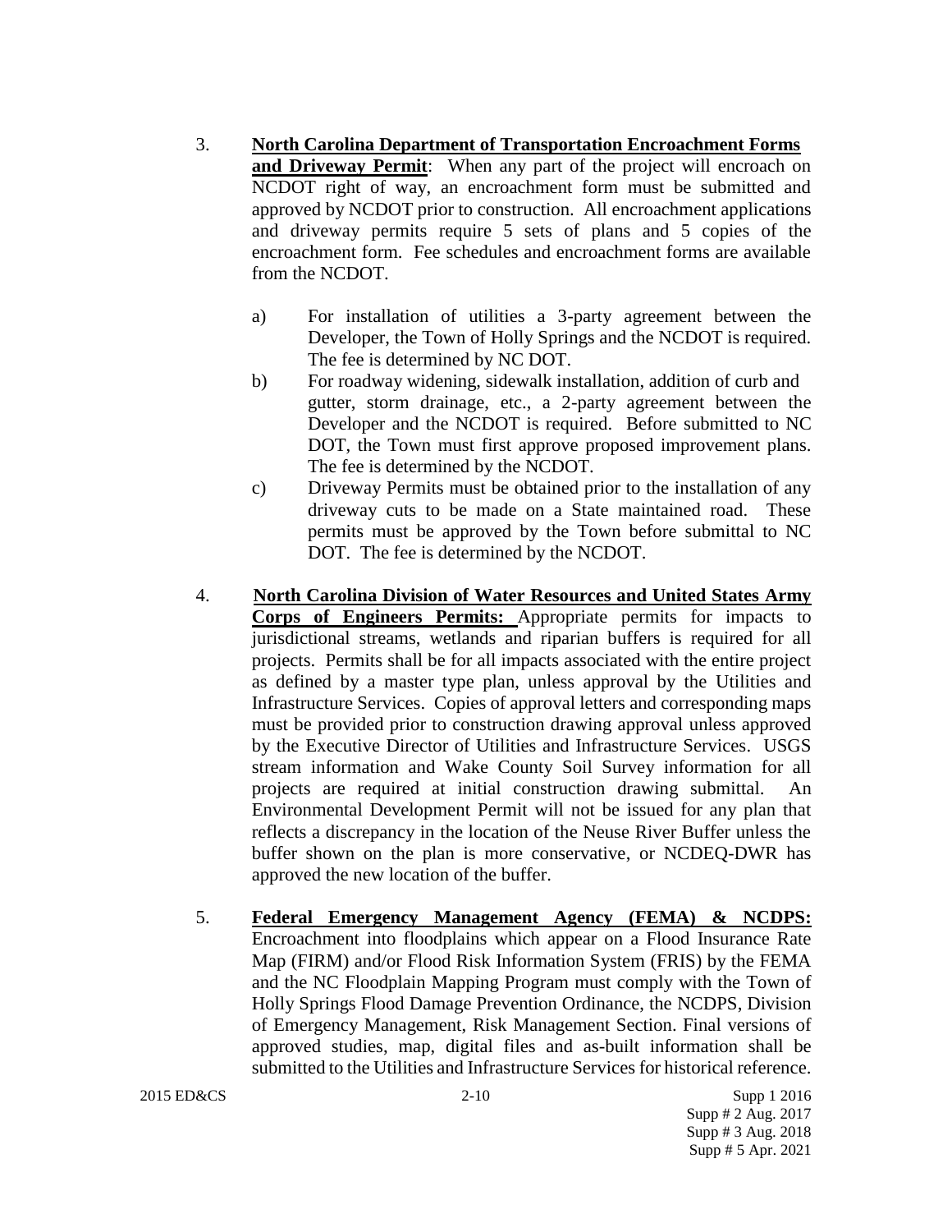3. **North Carolina Department of Transportation Encroachment Forms and Driveway Permit**: When any part of the project will encroach on NCDOT right of way, an encroachment form must be submitted and approved by NCDOT prior to construction. All encroachment applications and driveway permits require 5 sets of plans and 5 copies of the encroachment form. Fee schedules and encroachment forms are available from the NCDOT.

   a) For installation of utilities a 3-party agreement between the Developer, the Town of Holly Springs and the NCDOT is required. The fee is determined by NC DOT.
   b) For roadway widening, sidewalk installation, addition of curb and gutter, storm drainage, etc., a 2-party agreement between the Developer and the NCDOT is required. Before submitted to NC DOT, the Town must first approve proposed improvement plans. The fee is determined by the NCDOT.
   c) Driveway Permits must be obtained prior to the installation of any driveway cuts to be made on a State maintained road. These permits must be approved by the Town before submittal to NC DOT. The fee is determined by the NCDOT.

4. **North Carolina Division of Water Resources and United States Army Corps of Engineers Permits:** Appropriate permits for impacts to jurisdictional streams, wetlands and riparian buffers is required for all projects. Permits shall be for all impacts associated with the entire project as defined by a master type plan, unless approval by the Utilities and Infrastructure Services. Copies of approval letters and corresponding maps must be provided prior to construction drawing approval unless approved by the Executive Director of Utilities and Infrastructure Services. USGS stream information and Wake County Soil Survey information for all projects are required at initial construction drawing submittal. An Environmental Development Permit will not be issued for any plan that reflects a discrepancy in the location of the Neuse River Buffer unless the buffer shown on the plan is more conservative, or NCDEQ-DWR has approved the new location of the buffer.

5. **Federal Emergency Management Agency (FEMA) & NCDPS:** Encroachment into floodplains which appear on a Flood Insurance Rate Map (FIRM) and/or Flood Risk Information System (FRIS) by the FEMA and the NC Floodplain Mapping Program must comply with the Town of Holly Springs Flood Damage Prevention Ordinance, the NCDPS, Division of Emergency Management, Risk Management Section. Final versions of approved studies, map, digital files and as-built information shall be submitted to the Utilities and Infrastructure Services for historical reference.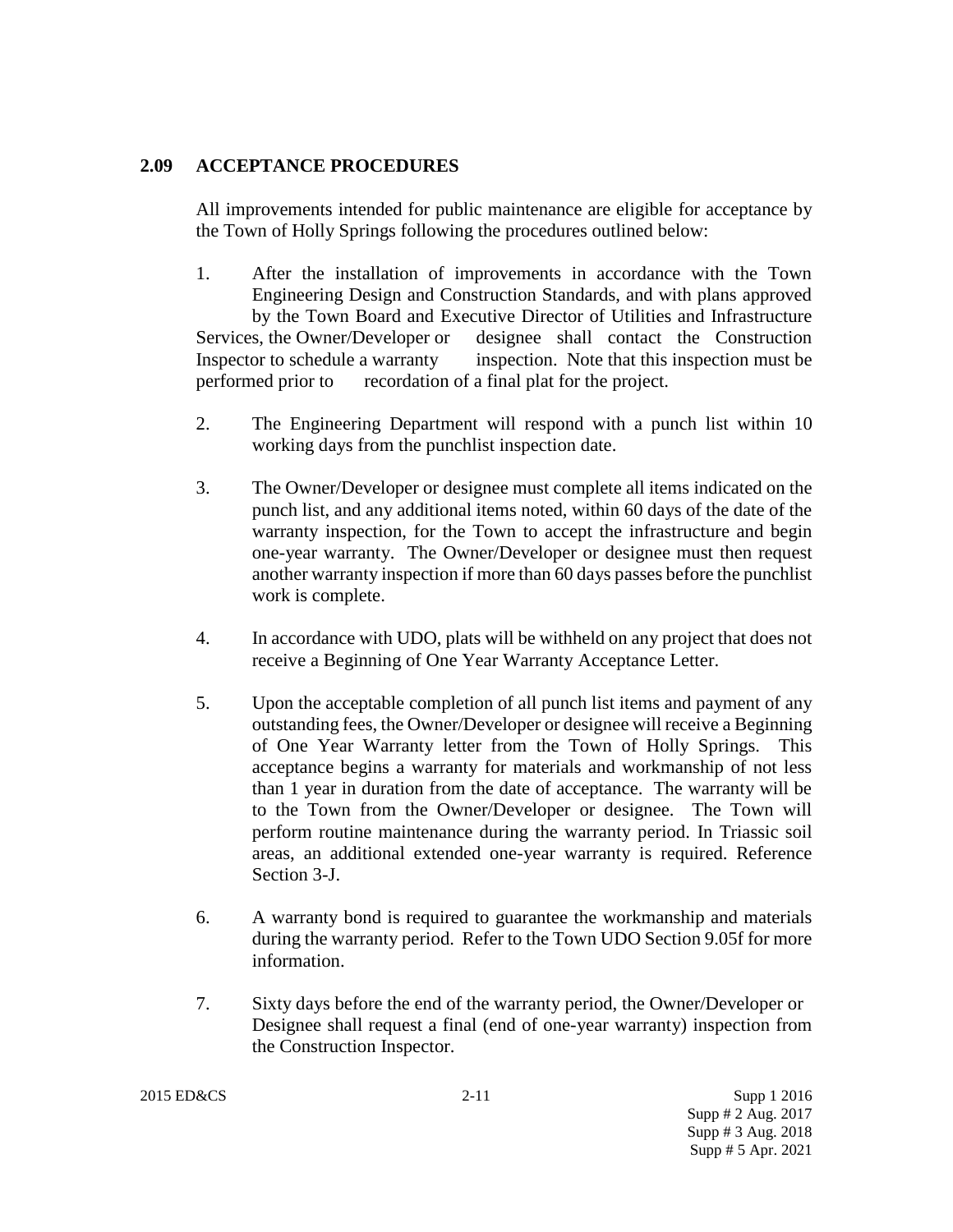## 2.09 ACCEPTANCE PROCEDURES

All improvements intended for public maintenance are eligible for acceptance by the Town of Holly Springs following the procedures outlined below:

1. After the installation of improvements in accordance with the Town Engineering Design and Construction Standards, and with plans approved by the Town Board and Executive Director of Utilities and Infrastructure Services, the Owner/Developer or designee shall contact the Construction Inspector to schedule a warranty inspection. Note that this inspection must be performed prior to recordation of a final plat for the project.

2. The Engineering Department will respond with a punch list within 10 working days from the punchlist inspection date.

3. The Owner/Developer or designee must complete all items indicated on the punch list, and any additional items noted, within 60 days of the date of the warranty inspection, for the Town to accept the infrastructure and begin one-year warranty. The Owner/Developer or designee must then request another warranty inspection if more than 60 days passes before the punchlist work is complete.

4. In accordance with UDO, plats will be withheld on any project that does not receive a Beginning of One Year Warranty Acceptance Letter.

5. Upon the acceptable completion of all punch list items and payment of any outstanding fees, the Owner/Developer or designee will receive a Beginning of One Year Warranty letter from the Town of Holly Springs. This acceptance begins a warranty for materials and workmanship of not less than 1 year in duration from the date of acceptance. The warranty will be to the Town from the Owner/Developer or designee. The Town will perform routine maintenance during the warranty period. In Triassic soil areas, an additional extended one-year warranty is required. Reference Section 3-J.

6. A warranty bond is required to guarantee the workmanship and materials during the warranty period. Refer to the Town UDO Section 9.05f for more information.

7. Sixty days before the end of the warranty period, the Owner/Developer or Designee shall request a final (end of one-year warranty) inspection from the Construction Inspector.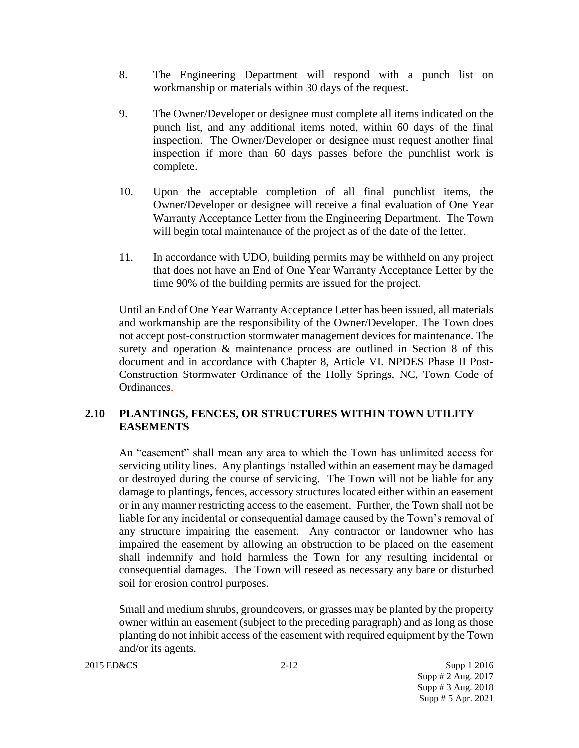8. The Engineering Department will respond with a punch list on workmanship or materials within 30 days of the request.

9. The Owner/Developer or designee must complete all items indicated on the punch list, and any additional items noted, within 60 days of the final inspection. The Owner/Developer or designee must request another final inspection if more than 60 days passes before the punchlist work is complete.

10. Upon the acceptable completion of all final punchlist items, the Owner/Developer or designee will receive a final evaluation of One Year Warranty Acceptance Letter from the Engineering Department. The Town will begin total maintenance of the project as of the date of the letter.

11. In accordance with UDO, building permits may be withheld on any project that does not have an End of One Year Warranty Acceptance Letter by the time 90% of the building permits are issued for the project.

Until an End of One Year Warranty Acceptance Letter has been issued, all materials and workmanship are the responsibility of the Owner/Developer. The Town does not accept post-construction stormwater management devices for maintenance. The surety and operation & maintenance process are outlined in Section 8 of this document and in accordance with Chapter 8, Article VI. NPDES Phase II Post-Construction Stormwater Ordinance of the Holly Springs, NC, Town Code of Ordinances.

## 2.10 PLANTINGS, FENCES, OR STRUCTURES WITHIN TOWN UTILITY EASEMENTS

An "easement" shall mean any area to which the Town has unlimited access for servicing utility lines. Any plantings installed within an easement may be damaged or destroyed during the course of servicing. The Town will not be liable for any damage to plantings, fences, accessory structures located either within an easement or in any manner restricting access to the easement. Further, the Town shall not be liable for any incidental or consequential damage caused by the Town's removal of any structure impairing the easement. Any contractor or landowner who has impaired the easement by allowing an obstruction to be placed on the easement shall indemnify and hold harmless the Town for any resulting incidental or consequential damages. The Town will reseed as necessary any bare or disturbed soil for erosion control purposes.

Small and medium shrubs, groundcovers, or grasses may be planted by the property owner within an easement (subject to the preceding paragraph) and as long as those planting do not inhibit access of the easement with required equipment by the Town and/or its agents.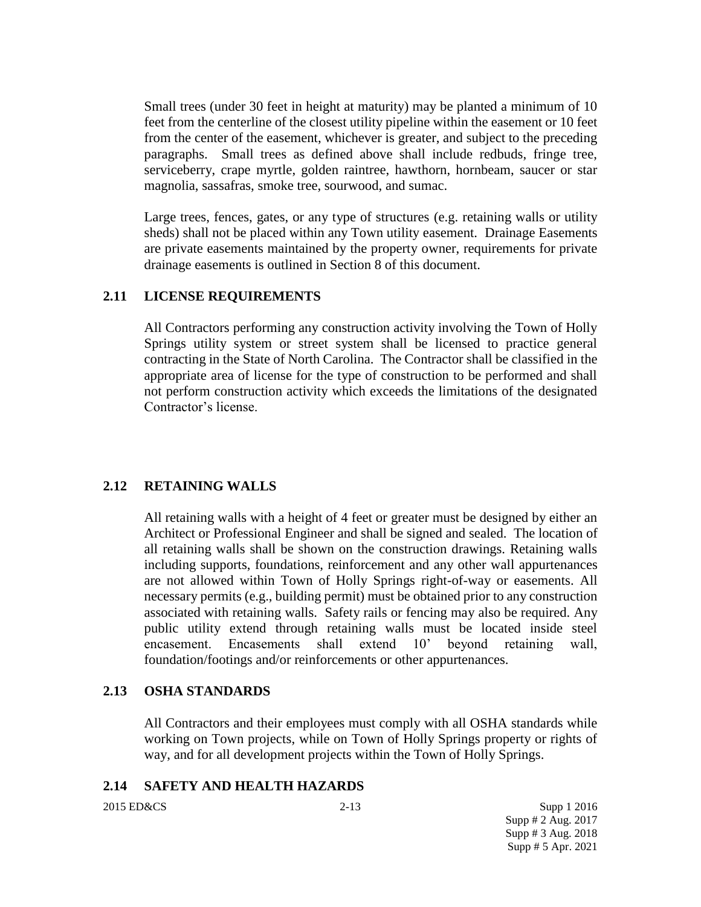Small trees (under 30 feet in height at maturity) may be planted a minimum of 10 feet from the centerline of the closest utility pipeline within the easement or 10 feet from the center of the easement, whichever is greater, and subject to the preceding paragraphs. Small trees as defined above shall include redbuds, fringe tree, serviceberry, crape myrtle, golden raintree, hawthorn, hornbeam, saucer or star magnolia, sassafras, smoke tree, sourwood, and sumac.

Large trees, fences, gates, or any type of structures (e.g. retaining walls or utility sheds) shall not be placed within any Town utility easement. Drainage Easements are private easements maintained by the property owner, requirements for private drainage easements is outlined in Section 8 of this document.

## 2.11 LICENSE REQUIREMENTS

All Contractors performing any construction activity involving the Town of Holly Springs utility system or street system shall be licensed to practice general contracting in the State of North Carolina. The Contractor shall be classified in the appropriate area of license for the type of construction to be performed and shall not perform construction activity which exceeds the limitations of the designated Contractor's license.

## 2.12 RETAINING WALLS

All retaining walls with a height of 4 feet or greater must be designed by either an Architect or Professional Engineer and shall be signed and sealed. The location of all retaining walls shall be shown on the construction drawings. Retaining walls including supports, foundations, reinforcement and any other wall appurtenances are not allowed within Town of Holly Springs right-of-way or easements. All necessary permits (e.g., building permit) must be obtained prior to any construction associated with retaining walls. Safety rails or fencing may also be required. Any public utility extend through retaining walls must be located inside steel encasement. Encasements shall extend 10' beyond retaining wall, foundation/footings and/or reinforcements or other appurtenances.

## 2.13 OSHA STANDARDS

All Contractors and their employees must comply with all OSHA standards while working on Town projects, while on Town of Holly Springs property or rights of way, and for all development projects within the Town of Holly Springs.

## 2.14 SAFETY AND HEALTH HAZARDS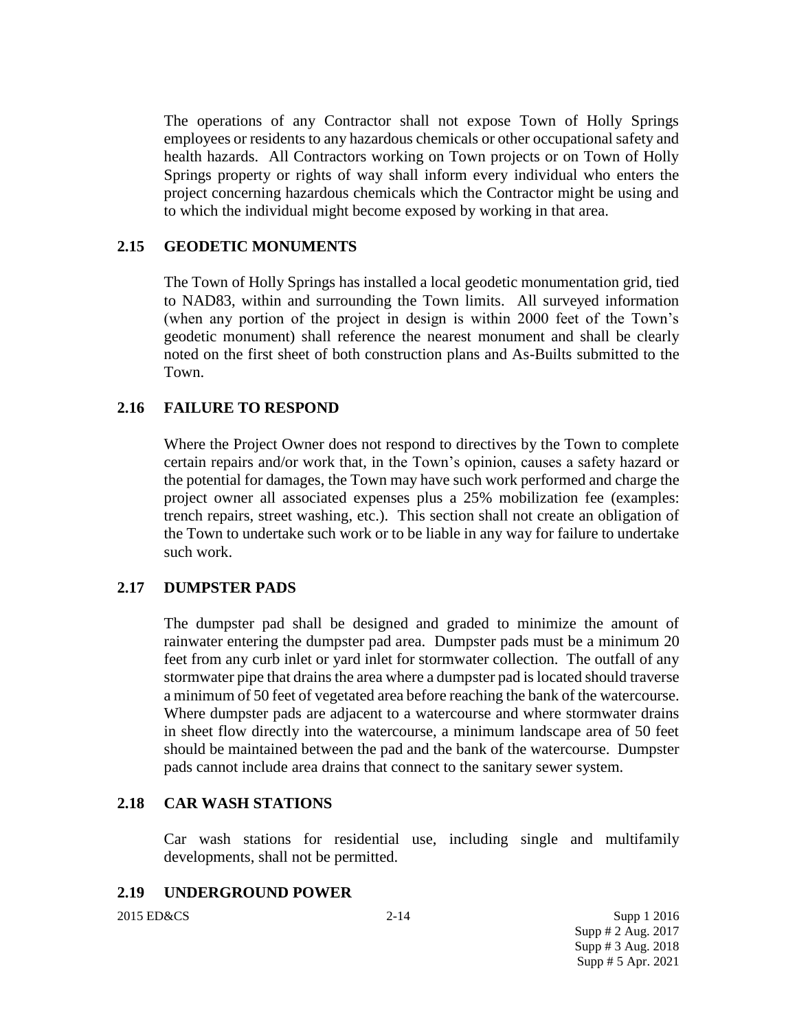The operations of any Contractor shall not expose Town of Holly Springs employees or residents to any hazardous chemicals or other occupational safety and health hazards. All Contractors working on Town projects or on Town of Holly Springs property or rights of way shall inform every individual who enters the project concerning hazardous chemicals which the Contractor might be using and to which the individual might become exposed by working in that area.

## 2.15 GEODETIC MONUMENTS

The Town of Holly Springs has installed a local geodetic monumentation grid, tied to NAD83, within and surrounding the Town limits. All surveyed information (when any portion of the project in design is within 2000 feet of the Town's geodetic monument) shall reference the nearest monument and shall be clearly noted on the first sheet of both construction plans and As-Builts submitted to the Town.

## 2.16 FAILURE TO RESPOND

Where the Project Owner does not respond to directives by the Town to complete certain repairs and/or work that, in the Town's opinion, causes a safety hazard or the potential for damages, the Town may have such work performed and charge the project owner all associated expenses plus a 25% mobilization fee (examples: trench repairs, street washing, etc.). This section shall not create an obligation of the Town to undertake such work or to be liable in any way for failure to undertake such work.

## 2.17 DUMPSTER PADS

The dumpster pad shall be designed and graded to minimize the amount of rainwater entering the dumpster pad area. Dumpster pads must be a minimum 20 feet from any curb inlet or yard inlet for stormwater collection. The outfall of any stormwater pipe that drains the area where a dumpster pad is located should traverse a minimum of 50 feet of vegetated area before reaching the bank of the watercourse. Where dumpster pads are adjacent to a watercourse and where stormwater drains in sheet flow directly into the watercourse, a minimum landscape area of 50 feet should be maintained between the pad and the bank of the watercourse. Dumpster pads cannot include area drains that connect to the sanitary sewer system.

## 2.18 CAR WASH STATIONS

Car wash stations for residential use, including single and multifamily developments, shall not be permitted.

## 2.19 UNDERGROUND POWER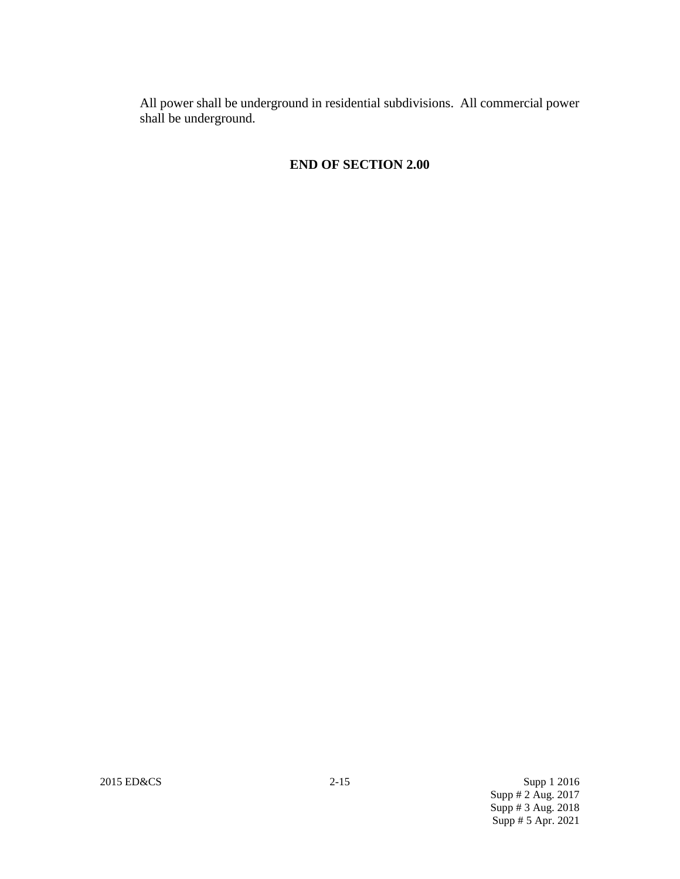All power shall be underground in residential subdivisions. All commercial power shall be underground.

**END OF SECTION 2.00**